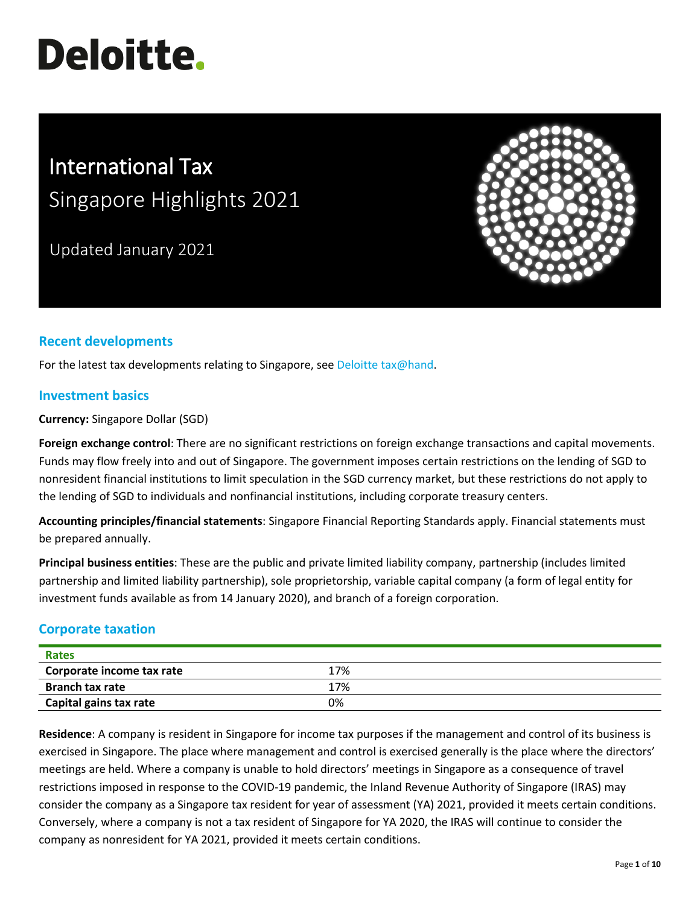# Deloitte.

# International Tax

## Singapore Highlights 2021

Updated January 2021

## Recent developments

For the latest tax developments relating to Singapore, see Deloitte tax@hand.

## Investment basics

**Currency:** Singapore Dollar (SGD)

**Foreign exchange control**: There are no significant restrictions on foreign exchange transactions and capital movements. Funds may flow freely into and out of Singapore. The government imposes certain restrictions on the lending of SGD to nonresident financial institutions to limit speculation in the SGD currency market, but these restrictions do not apply to the lending of SGD to individuals and nonfinancial institutions, including corporate treasury centers.

**Accounting principles/financial statements**: Singapore Financial Reporting Standards apply. Financial statements must be prepared annually.

**Principal business entities**: These are the public and private limited liability company, partnership (includes limited partnership and limited liability partnership), sole proprietorship, variable capital company (a form of legal entity for investment funds available as from 14 January 2020), and branch of a foreign corporation.

## Corporate taxation

| Rates | |
|---|---|
| **Corporate income tax rate** | 17% |
| **Branch tax rate** | 17% |
| **Capital gains tax rate** | 0% |

**Residence**: A company is resident in Singapore for income tax purposes if the management and control of its business is exercised in Singapore. The place where management and control is exercised generally is the place where the directors' meetings are held. Where a company is unable to hold directors' meetings in Singapore as a consequence of travel restrictions imposed in response to the COVID-19 pandemic, the Inland Revenue Authority of Singapore (IRAS) may consider the company as a Singapore tax resident for year of assessment (YA) 2021, provided it meets certain conditions. Conversely, where a company is not a tax resident of Singapore for YA 2020, the IRAS will continue to consider the company as nonresident for YA 2021, provided it meets certain conditions.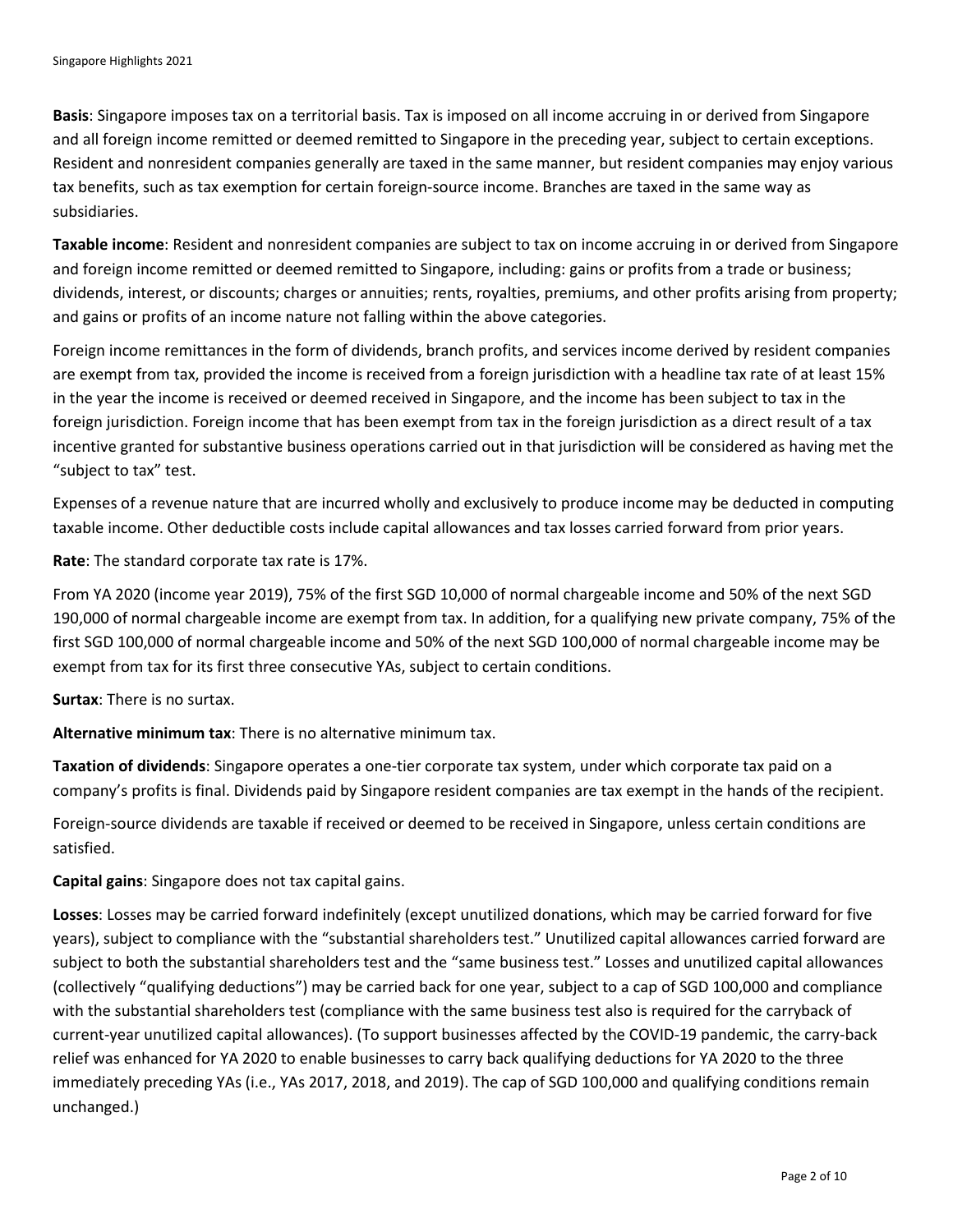**Basis**: Singapore imposes tax on a territorial basis. Tax is imposed on all income accruing in or derived from Singapore and all foreign income remitted or deemed remitted to Singapore in the preceding year, subject to certain exceptions. Resident and nonresident companies generally are taxed in the same manner, but resident companies may enjoy various tax benefits, such as tax exemption for certain foreign-source income. Branches are taxed in the same way as subsidiaries.

**Taxable income**: Resident and nonresident companies are subject to tax on income accruing in or derived from Singapore and foreign income remitted or deemed remitted to Singapore, including: gains or profits from a trade or business; dividends, interest, or discounts; charges or annuities; rents, royalties, premiums, and other profits arising from property; and gains or profits of an income nature not falling within the above categories.

Foreign income remittances in the form of dividends, branch profits, and services income derived by resident companies are exempt from tax, provided the income is received from a foreign jurisdiction with a headline tax rate of at least 15% in the year the income is received or deemed received in Singapore, and the income has been subject to tax in the foreign jurisdiction. Foreign income that has been exempt from tax in the foreign jurisdiction as a direct result of a tax incentive granted for substantive business operations carried out in that jurisdiction will be considered as having met the "subject to tax" test.

Expenses of a revenue nature that are incurred wholly and exclusively to produce income may be deducted in computing taxable income. Other deductible costs include capital allowances and tax losses carried forward from prior years.

**Rate**: The standard corporate tax rate is 17%.

From YA 2020 (income year 2019), 75% of the first SGD 10,000 of normal chargeable income and 50% of the next SGD 190,000 of normal chargeable income are exempt from tax. In addition, for a qualifying new private company, 75% of the first SGD 100,000 of normal chargeable income and 50% of the next SGD 100,000 of normal chargeable income may be exempt from tax for its first three consecutive YAs, subject to certain conditions.

**Surtax**: There is no surtax.

**Alternative minimum tax**: There is no alternative minimum tax.

**Taxation of dividends**: Singapore operates a one-tier corporate tax system, under which corporate tax paid on a company's profits is final. Dividends paid by Singapore resident companies are tax exempt in the hands of the recipient.

Foreign-source dividends are taxable if received or deemed to be received in Singapore, unless certain conditions are satisfied.

**Capital gains**: Singapore does not tax capital gains.

**Losses**: Losses may be carried forward indefinitely (except unutilized donations, which may be carried forward for five years), subject to compliance with the "substantial shareholders test." Unutilized capital allowances carried forward are subject to both the substantial shareholders test and the "same business test." Losses and unutilized capital allowances (collectively "qualifying deductions") may be carried back for one year, subject to a cap of SGD 100,000 and compliance with the substantial shareholders test (compliance with the same business test also is required for the carryback of current-year unutilized capital allowances). (To support businesses affected by the COVID-19 pandemic, the carry-back relief was enhanced for YA 2020 to enable businesses to carry back qualifying deductions for YA 2020 to the three immediately preceding YAs (i.e., YAs 2017, 2018, and 2019). The cap of SGD 100,000 and qualifying conditions remain unchanged.)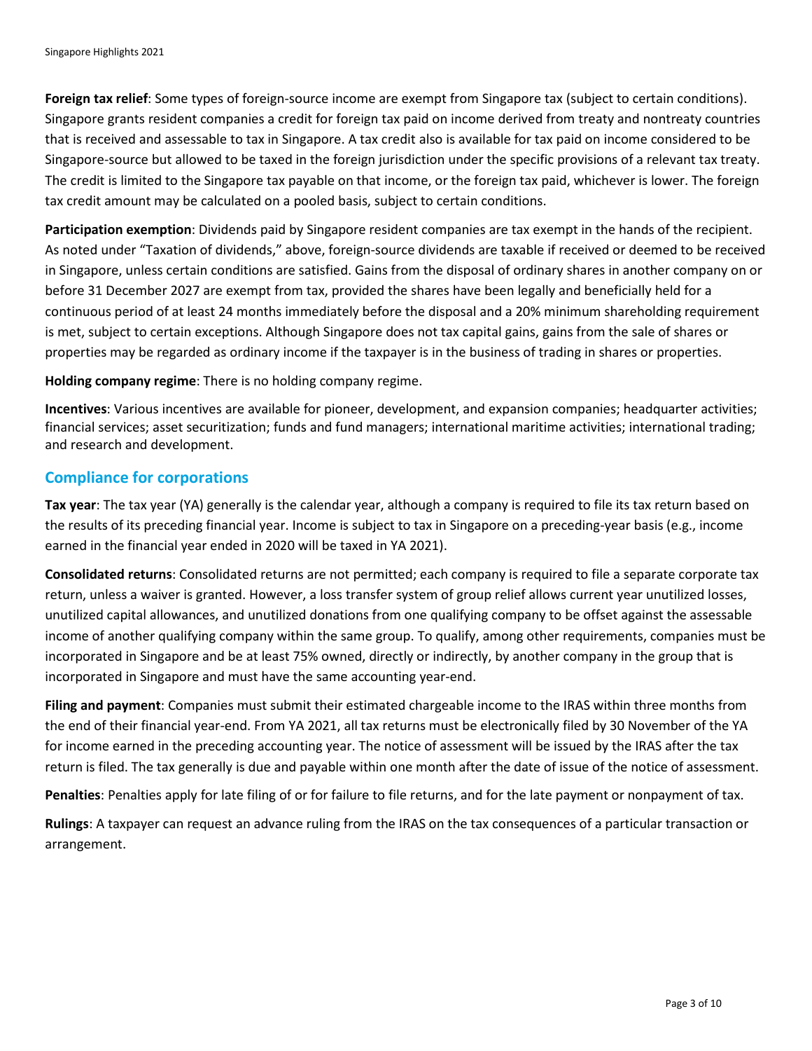**Foreign tax relief**: Some types of foreign-source income are exempt from Singapore tax (subject to certain conditions). Singapore grants resident companies a credit for foreign tax paid on income derived from treaty and nontreaty countries that is received and assessable to tax in Singapore. A tax credit also is available for tax paid on income considered to be Singapore-source but allowed to be taxed in the foreign jurisdiction under the specific provisions of a relevant tax treaty. The credit is limited to the Singapore tax payable on that income, or the foreign tax paid, whichever is lower. The foreign tax credit amount may be calculated on a pooled basis, subject to certain conditions.

**Participation exemption**: Dividends paid by Singapore resident companies are tax exempt in the hands of the recipient. As noted under "Taxation of dividends," above, foreign-source dividends are taxable if received or deemed to be received in Singapore, unless certain conditions are satisfied. Gains from the disposal of ordinary shares in another company on or before 31 December 2027 are exempt from tax, provided the shares have been legally and beneficially held for a continuous period of at least 24 months immediately before the disposal and a 20% minimum shareholding requirement is met, subject to certain exceptions. Although Singapore does not tax capital gains, gains from the sale of shares or properties may be regarded as ordinary income if the taxpayer is in the business of trading in shares or properties.

**Holding company regime**: There is no holding company regime.

**Incentives**: Various incentives are available for pioneer, development, and expansion companies; headquarter activities; financial services; asset securitization; funds and fund managers; international maritime activities; international trading; and research and development.

## Compliance for corporations

**Tax year**: The tax year (YA) generally is the calendar year, although a company is required to file its tax return based on the results of its preceding financial year. Income is subject to tax in Singapore on a preceding-year basis (e.g., income earned in the financial year ended in 2020 will be taxed in YA 2021).

**Consolidated returns**: Consolidated returns are not permitted; each company is required to file a separate corporate tax return, unless a waiver is granted. However, a loss transfer system of group relief allows current year unutilized losses, unutilized capital allowances, and unutilized donations from one qualifying company to be offset against the assessable income of another qualifying company within the same group. To qualify, among other requirements, companies must be incorporated in Singapore and be at least 75% owned, directly or indirectly, by another company in the group that is incorporated in Singapore and must have the same accounting year-end.

**Filing and payment**: Companies must submit their estimated chargeable income to the IRAS within three months from the end of their financial year-end. From YA 2021, all tax returns must be electronically filed by 30 November of the YA for income earned in the preceding accounting year. The notice of assessment will be issued by the IRAS after the tax return is filed. The tax generally is due and payable within one month after the date of issue of the notice of assessment.

**Penalties**: Penalties apply for late filing of or for failure to file returns, and for the late payment or nonpayment of tax.

**Rulings**: A taxpayer can request an advance ruling from the IRAS on the tax consequences of a particular transaction or arrangement.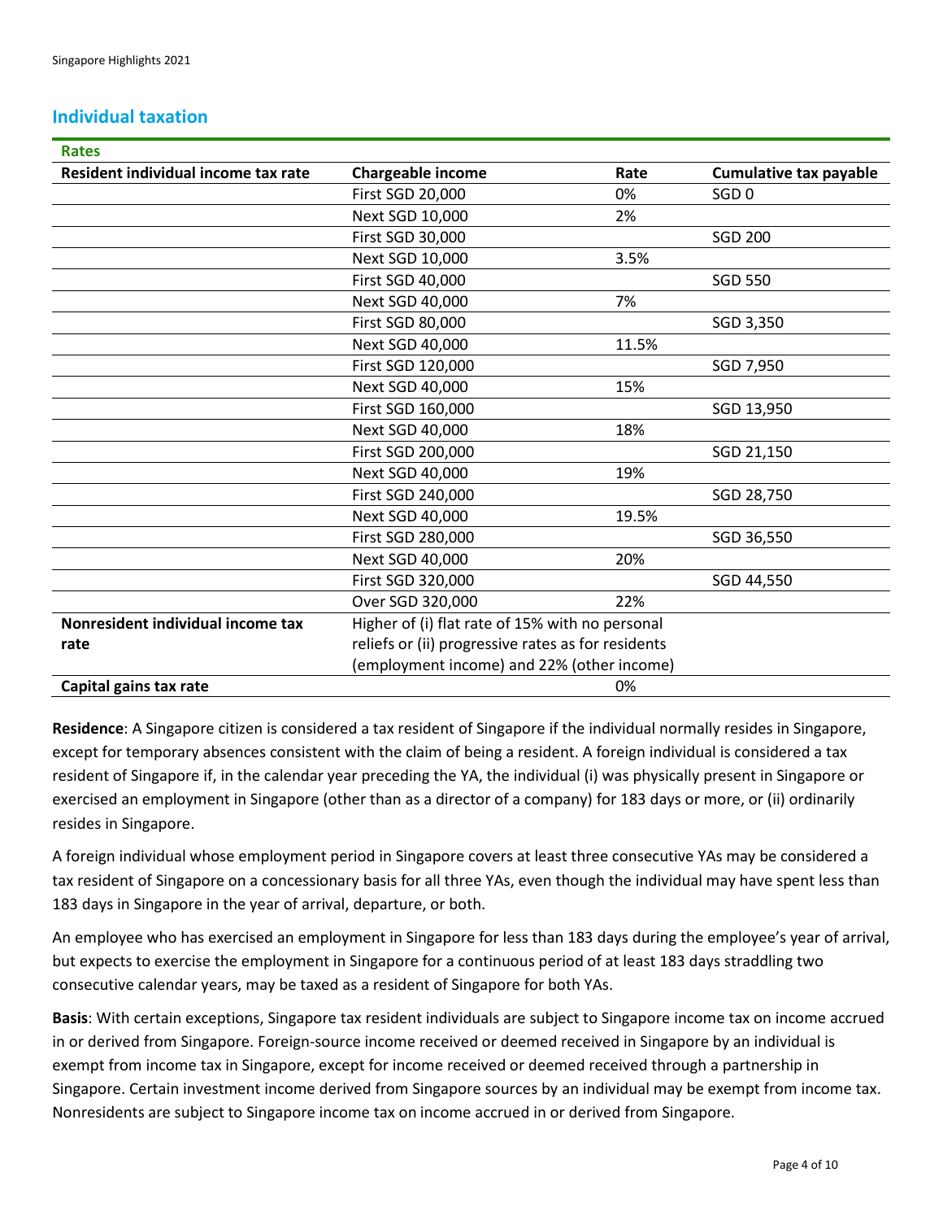## Individual taxation

| Rates | | | |
|---|---|---|---|
| **Resident individual income tax rate** | **Chargeable income** | **Rate** | **Cumulative tax payable** |
| | First SGD 20,000 | 0% | SGD 0 |
| | Next SGD 10,000 | 2% | |
| | First SGD 30,000 | | SGD 200 |
| | Next SGD 10,000 | 3.5% | |
| | First SGD 40,000 | | SGD 550 |
| | Next SGD 40,000 | 7% | |
| | First SGD 80,000 | | SGD 3,350 |
| | Next SGD 40,000 | 11.5% | |
| | First SGD 120,000 | | SGD 7,950 |
| | Next SGD 40,000 | 15% | |
| | First SGD 160,000 | | SGD 13,950 |
| | Next SGD 40,000 | 18% | |
| | First SGD 200,000 | | SGD 21,150 |
| | Next SGD 40,000 | 19% | |
| | First SGD 240,000 | | SGD 28,750 |
| | Next SGD 40,000 | 19.5% | |
| | First SGD 280,000 | | SGD 36,550 |
| | Next SGD 40,000 | 20% | |
| | First SGD 320,000 | | SGD 44,550 |
| | Over SGD 320,000 | 22% | |
| **Nonresident individual income tax rate** | Higher of (i) flat rate of 15% with no personal reliefs or (ii) progressive rates as for residents (employment income) and 22% (other income) | | |
| **Capital gains tax rate** | | 0% | |

**Residence**: A Singapore citizen is considered a tax resident of Singapore if the individual normally resides in Singapore, except for temporary absences consistent with the claim of being a resident. A foreign individual is considered a tax resident of Singapore if, in the calendar year preceding the YA, the individual (i) was physically present in Singapore or exercised an employment in Singapore (other than as a director of a company) for 183 days or more, or (ii) ordinarily resides in Singapore.

A foreign individual whose employment period in Singapore covers at least three consecutive YAs may be considered a tax resident of Singapore on a concessionary basis for all three YAs, even though the individual may have spent less than 183 days in Singapore in the year of arrival, departure, or both.

An employee who has exercised an employment in Singapore for less than 183 days during the employee's year of arrival, but expects to exercise the employment in Singapore for a continuous period of at least 183 days straddling two consecutive calendar years, may be taxed as a resident of Singapore for both YAs.

**Basis**: With certain exceptions, Singapore tax resident individuals are subject to Singapore income tax on income accrued in or derived from Singapore. Foreign-source income received or deemed received in Singapore by an individual is exempt from income tax in Singapore, except for income received or deemed received through a partnership in Singapore. Certain investment income derived from Singapore sources by an individual may be exempt from income tax. Nonresidents are subject to Singapore income tax on income accrued in or derived from Singapore.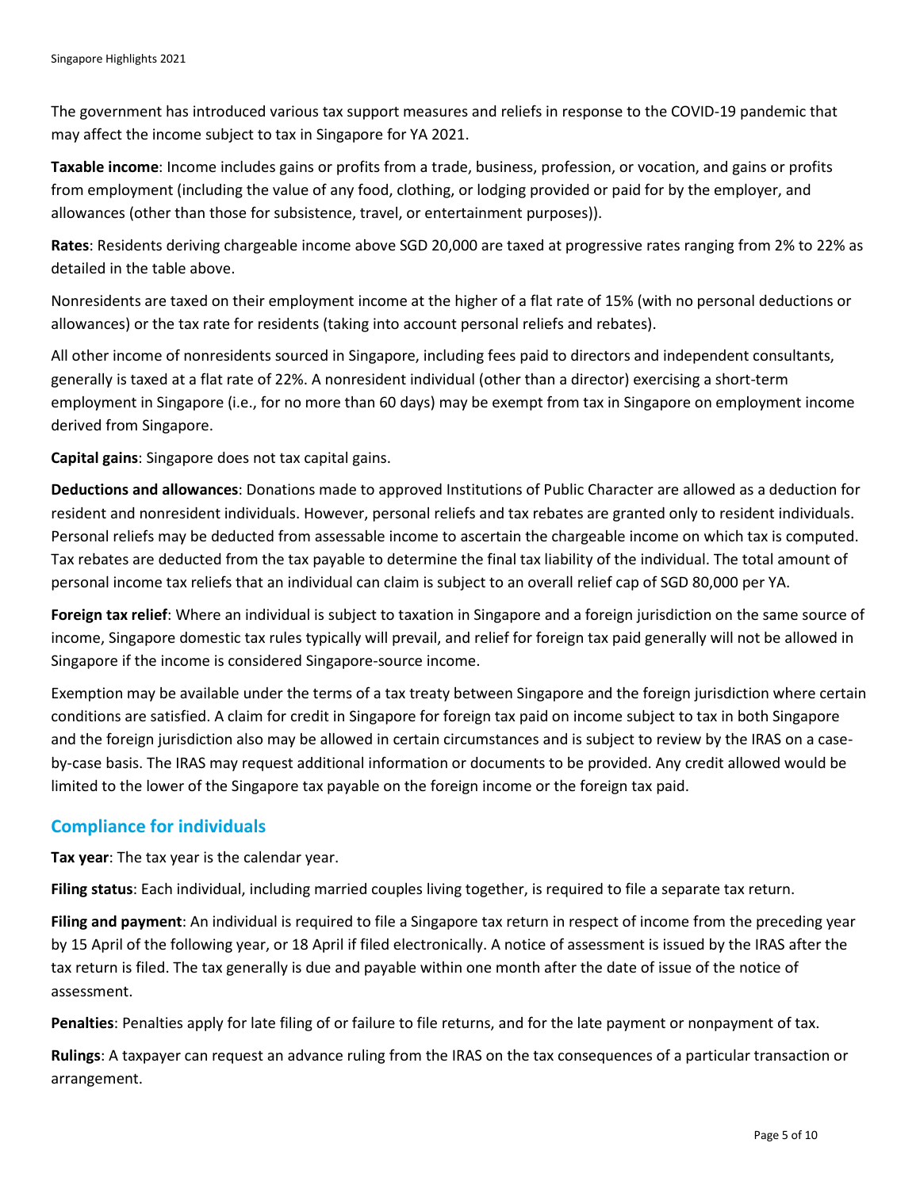The government has introduced various tax support measures and reliefs in response to the COVID-19 pandemic that may affect the income subject to tax in Singapore for YA 2021.

**Taxable income**: Income includes gains or profits from a trade, business, profession, or vocation, and gains or profits from employment (including the value of any food, clothing, or lodging provided or paid for by the employer, and allowances (other than those for subsistence, travel, or entertainment purposes)).

**Rates**: Residents deriving chargeable income above SGD 20,000 are taxed at progressive rates ranging from 2% to 22% as detailed in the table above.

Nonresidents are taxed on their employment income at the higher of a flat rate of 15% (with no personal deductions or allowances) or the tax rate for residents (taking into account personal reliefs and rebates).

All other income of nonresidents sourced in Singapore, including fees paid to directors and independent consultants, generally is taxed at a flat rate of 22%. A nonresident individual (other than a director) exercising a short-term employment in Singapore (i.e., for no more than 60 days) may be exempt from tax in Singapore on employment income derived from Singapore.

**Capital gains**: Singapore does not tax capital gains.

**Deductions and allowances**: Donations made to approved Institutions of Public Character are allowed as a deduction for resident and nonresident individuals. However, personal reliefs and tax rebates are granted only to resident individuals. Personal reliefs may be deducted from assessable income to ascertain the chargeable income on which tax is computed. Tax rebates are deducted from the tax payable to determine the final tax liability of the individual. The total amount of personal income tax reliefs that an individual can claim is subject to an overall relief cap of SGD 80,000 per YA.

**Foreign tax relief**: Where an individual is subject to taxation in Singapore and a foreign jurisdiction on the same source of income, Singapore domestic tax rules typically will prevail, and relief for foreign tax paid generally will not be allowed in Singapore if the income is considered Singapore-source income.

Exemption may be available under the terms of a tax treaty between Singapore and the foreign jurisdiction where certain conditions are satisfied. A claim for credit in Singapore for foreign tax paid on income subject to tax in both Singapore and the foreign jurisdiction also may be allowed in certain circumstances and is subject to review by the IRAS on a case-by-case basis. The IRAS may request additional information or documents to be provided. Any credit allowed would be limited to the lower of the Singapore tax payable on the foreign income or the foreign tax paid.

## Compliance for individuals

**Tax year**: The tax year is the calendar year.

**Filing status**: Each individual, including married couples living together, is required to file a separate tax return.

**Filing and payment**: An individual is required to file a Singapore tax return in respect of income from the preceding year by 15 April of the following year, or 18 April if filed electronically. A notice of assessment is issued by the IRAS after the tax return is filed. The tax generally is due and payable within one month after the date of issue of the notice of assessment.

**Penalties**: Penalties apply for late filing of or failure to file returns, and for the late payment or nonpayment of tax.

**Rulings**: A taxpayer can request an advance ruling from the IRAS on the tax consequences of a particular transaction or arrangement.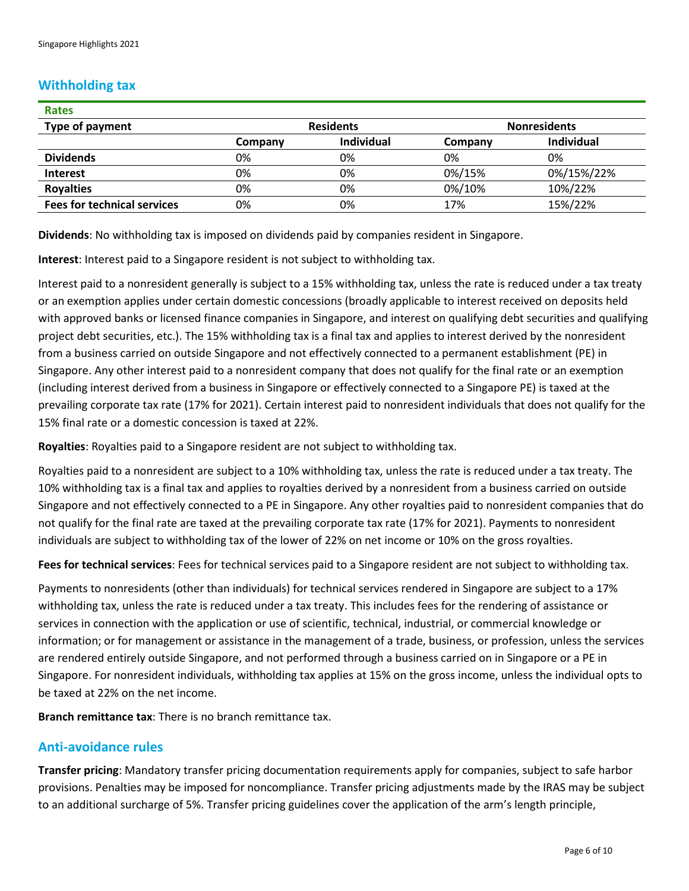## Withholding tax

| Rates | | | | |
|---|---|---|---|---|
| **Type of payment** | **Residents** | | **Nonresidents** | |
| | **Company** | **Individual** | **Company** | **Individual** |
| **Dividends** | 0% | 0% | 0% | 0% |
| **Interest** | 0% | 0% | 0%/15% | 0%/15%/22% |
| **Royalties** | 0% | 0% | 0%/10% | 10%/22% |
| **Fees for technical services** | 0% | 0% | 17% | 15%/22% |

**Dividends**: No withholding tax is imposed on dividends paid by companies resident in Singapore.

**Interest**: Interest paid to a Singapore resident is not subject to withholding tax.

Interest paid to a nonresident generally is subject to a 15% withholding tax, unless the rate is reduced under a tax treaty or an exemption applies under certain domestic concessions (broadly applicable to interest received on deposits held with approved banks or licensed finance companies in Singapore, and interest on qualifying debt securities and qualifying project debt securities, etc.). The 15% withholding tax is a final tax and applies to interest derived by the nonresident from a business carried on outside Singapore and not effectively connected to a permanent establishment (PE) in Singapore. Any other interest paid to a nonresident company that does not qualify for the final rate or an exemption (including interest derived from a business in Singapore or effectively connected to a Singapore PE) is taxed at the prevailing corporate tax rate (17% for 2021). Certain interest paid to nonresident individuals that does not qualify for the 15% final rate or a domestic concession is taxed at 22%.

**Royalties**: Royalties paid to a Singapore resident are not subject to withholding tax.

Royalties paid to a nonresident are subject to a 10% withholding tax, unless the rate is reduced under a tax treaty. The 10% withholding tax is a final tax and applies to royalties derived by a nonresident from a business carried on outside Singapore and not effectively connected to a PE in Singapore. Any other royalties paid to nonresident companies that do not qualify for the final rate are taxed at the prevailing corporate tax rate (17% for 2021). Payments to nonresident individuals are subject to withholding tax of the lower of 22% on net income or 10% on the gross royalties.

**Fees for technical services**: Fees for technical services paid to a Singapore resident are not subject to withholding tax.

Payments to nonresidents (other than individuals) for technical services rendered in Singapore are subject to a 17% withholding tax, unless the rate is reduced under a tax treaty. This includes fees for the rendering of assistance or services in connection with the application or use of scientific, technical, industrial, or commercial knowledge or information; or for management or assistance in the management of a trade, business, or profession, unless the services are rendered entirely outside Singapore, and not performed through a business carried on in Singapore or a PE in Singapore. For nonresident individuals, withholding tax applies at 15% on the gross income, unless the individual opts to be taxed at 22% on the net income.

**Branch remittance tax**: There is no branch remittance tax.

## Anti-avoidance rules

**Transfer pricing**: Mandatory transfer pricing documentation requirements apply for companies, subject to safe harbor provisions. Penalties may be imposed for noncompliance. Transfer pricing adjustments made by the IRAS may be subject to an additional surcharge of 5%. Transfer pricing guidelines cover the application of the arm's length principle,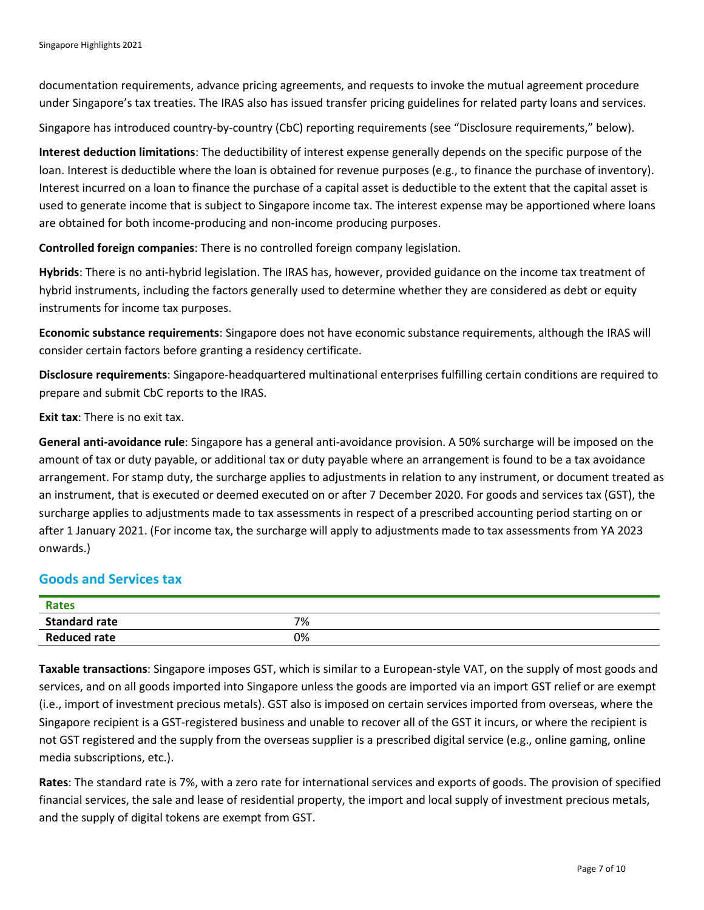documentation requirements, advance pricing agreements, and requests to invoke the mutual agreement procedure under Singapore's tax treaties. The IRAS also has issued transfer pricing guidelines for related party loans and services.

Singapore has introduced country-by-country (CbC) reporting requirements (see "Disclosure requirements," below).

**Interest deduction limitations**: The deductibility of interest expense generally depends on the specific purpose of the loan. Interest is deductible where the loan is obtained for revenue purposes (e.g., to finance the purchase of inventory). Interest incurred on a loan to finance the purchase of a capital asset is deductible to the extent that the capital asset is used to generate income that is subject to Singapore income tax. The interest expense may be apportioned where loans are obtained for both income-producing and non-income producing purposes.

**Controlled foreign companies**: There is no controlled foreign company legislation.

**Hybrids**: There is no anti-hybrid legislation. The IRAS has, however, provided guidance on the income tax treatment of hybrid instruments, including the factors generally used to determine whether they are considered as debt or equity instruments for income tax purposes.

**Economic substance requirements**: Singapore does not have economic substance requirements, although the IRAS will consider certain factors before granting a residency certificate.

**Disclosure requirements**: Singapore-headquartered multinational enterprises fulfilling certain conditions are required to prepare and submit CbC reports to the IRAS.

**Exit tax**: There is no exit tax.

**General anti-avoidance rule**: Singapore has a general anti-avoidance provision. A 50% surcharge will be imposed on the amount of tax or duty payable, or additional tax or duty payable where an arrangement is found to be a tax avoidance arrangement. For stamp duty, the surcharge applies to adjustments in relation to any instrument, or document treated as an instrument, that is executed or deemed executed on or after 7 December 2020. For goods and services tax (GST), the surcharge applies to adjustments made to tax assessments in respect of a prescribed accounting period starting on or after 1 January 2021. (For income tax, the surcharge will apply to adjustments made to tax assessments from YA 2023 onwards.)

## Goods and Services tax

| Rates | |
|---|---|
| **Standard rate** | 7% |
| **Reduced rate** | 0% |

**Taxable transactions**: Singapore imposes GST, which is similar to a European-style VAT, on the supply of most goods and services, and on all goods imported into Singapore unless the goods are imported via an import GST relief or are exempt (i.e., import of investment precious metals). GST also is imposed on certain services imported from overseas, where the Singapore recipient is a GST-registered business and unable to recover all of the GST it incurs, or where the recipient is not GST registered and the supply from the overseas supplier is a prescribed digital service (e.g., online gaming, online media subscriptions, etc.).

**Rates**: The standard rate is 7%, with a zero rate for international services and exports of goods. The provision of specified financial services, the sale and lease of residential property, the import and local supply of investment precious metals, and the supply of digital tokens are exempt from GST.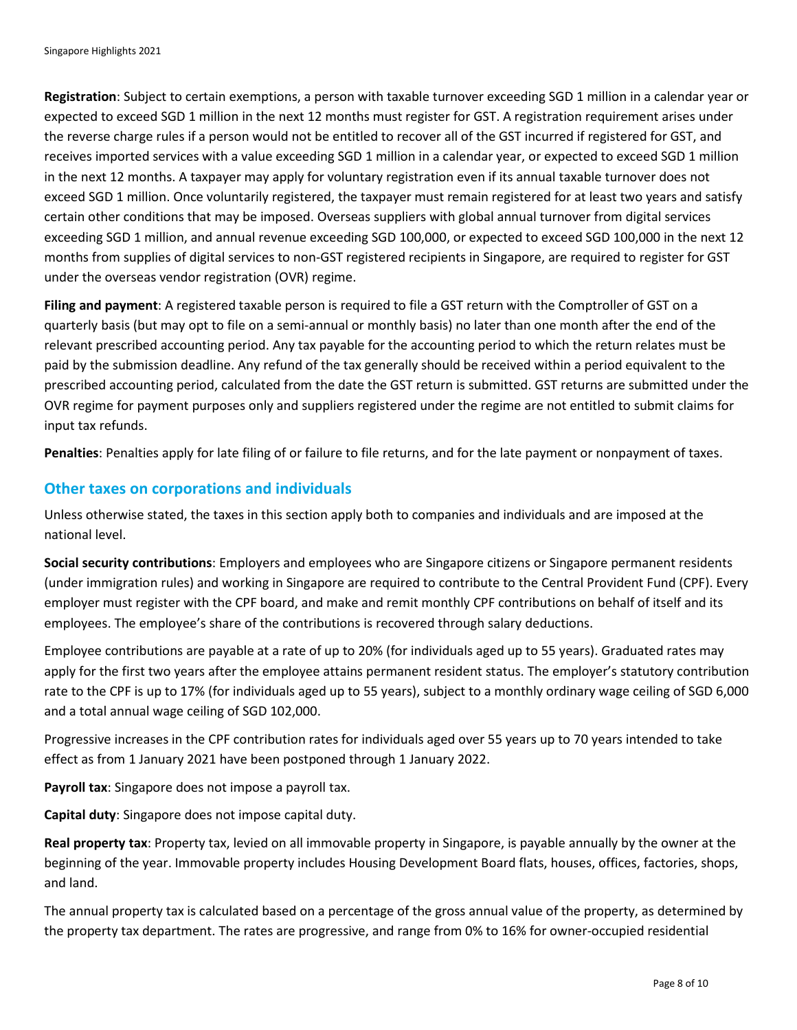**Registration**: Subject to certain exemptions, a person with taxable turnover exceeding SGD 1 million in a calendar year or expected to exceed SGD 1 million in the next 12 months must register for GST. A registration requirement arises under the reverse charge rules if a person would not be entitled to recover all of the GST incurred if registered for GST, and receives imported services with a value exceeding SGD 1 million in a calendar year, or expected to exceed SGD 1 million in the next 12 months. A taxpayer may apply for voluntary registration even if its annual taxable turnover does not exceed SGD 1 million. Once voluntarily registered, the taxpayer must remain registered for at least two years and satisfy certain other conditions that may be imposed. Overseas suppliers with global annual turnover from digital services exceeding SGD 1 million, and annual revenue exceeding SGD 100,000, or expected to exceed SGD 100,000 in the next 12 months from supplies of digital services to non-GST registered recipients in Singapore, are required to register for GST under the overseas vendor registration (OVR) regime.

**Filing and payment**: A registered taxable person is required to file a GST return with the Comptroller of GST on a quarterly basis (but may opt to file on a semi-annual or monthly basis) no later than one month after the end of the relevant prescribed accounting period. Any tax payable for the accounting period to which the return relates must be paid by the submission deadline. Any refund of the tax generally should be received within a period equivalent to the prescribed accounting period, calculated from the date the GST return is submitted. GST returns are submitted under the OVR regime for payment purposes only and suppliers registered under the regime are not entitled to submit claims for input tax refunds.

**Penalties**: Penalties apply for late filing of or failure to file returns, and for the late payment or nonpayment of taxes.

## Other taxes on corporations and individuals

Unless otherwise stated, the taxes in this section apply both to companies and individuals and are imposed at the national level.

**Social security contributions**: Employers and employees who are Singapore citizens or Singapore permanent residents (under immigration rules) and working in Singapore are required to contribute to the Central Provident Fund (CPF). Every employer must register with the CPF board, and make and remit monthly CPF contributions on behalf of itself and its employees. The employee's share of the contributions is recovered through salary deductions.

Employee contributions are payable at a rate of up to 20% (for individuals aged up to 55 years). Graduated rates may apply for the first two years after the employee attains permanent resident status. The employer's statutory contribution rate to the CPF is up to 17% (for individuals aged up to 55 years), subject to a monthly ordinary wage ceiling of SGD 6,000 and a total annual wage ceiling of SGD 102,000.

Progressive increases in the CPF contribution rates for individuals aged over 55 years up to 70 years intended to take effect as from 1 January 2021 have been postponed through 1 January 2022.

**Payroll tax**: Singapore does not impose a payroll tax.

**Capital duty**: Singapore does not impose capital duty.

**Real property tax**: Property tax, levied on all immovable property in Singapore, is payable annually by the owner at the beginning of the year. Immovable property includes Housing Development Board flats, houses, offices, factories, shops, and land.

The annual property tax is calculated based on a percentage of the gross annual value of the property, as determined by the property tax department. The rates are progressive, and range from 0% to 16% for owner-occupied residential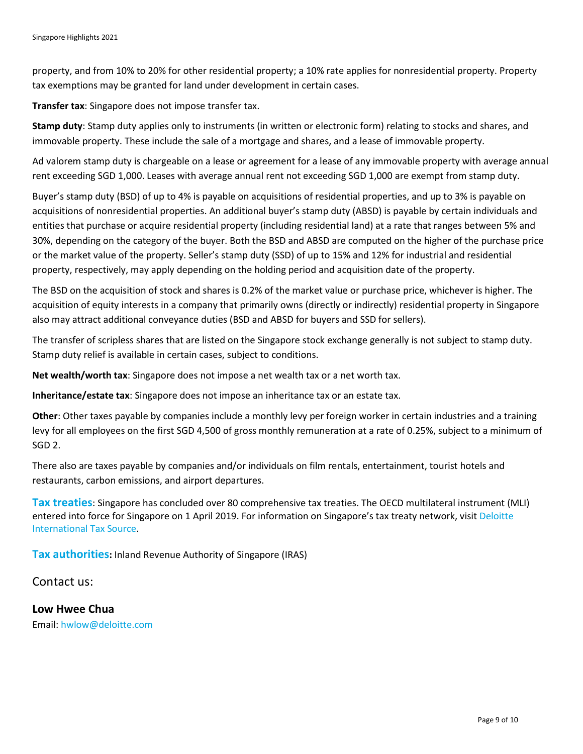property, and from 10% to 20% for other residential property; a 10% rate applies for nonresidential property. Property tax exemptions may be granted for land under development in certain cases.

**Transfer tax**: Singapore does not impose transfer tax.

**Stamp duty**: Stamp duty applies only to instruments (in written or electronic form) relating to stocks and shares, and immovable property. These include the sale of a mortgage and shares, and a lease of immovable property.

Ad valorem stamp duty is chargeable on a lease or agreement for a lease of any immovable property with average annual rent exceeding SGD 1,000. Leases with average annual rent not exceeding SGD 1,000 are exempt from stamp duty.

Buyer's stamp duty (BSD) of up to 4% is payable on acquisitions of residential properties, and up to 3% is payable on acquisitions of nonresidential properties. An additional buyer's stamp duty (ABSD) is payable by certain individuals and entities that purchase or acquire residential property (including residential land) at a rate that ranges between 5% and 30%, depending on the category of the buyer. Both the BSD and ABSD are computed on the higher of the purchase price or the market value of the property. Seller's stamp duty (SSD) of up to 15% and 12% for industrial and residential property, respectively, may apply depending on the holding period and acquisition date of the property.

The BSD on the acquisition of stock and shares is 0.2% of the market value or purchase price, whichever is higher. The acquisition of equity interests in a company that primarily owns (directly or indirectly) residential property in Singapore also may attract additional conveyance duties (BSD and ABSD for buyers and SSD for sellers).

The transfer of scripless shares that are listed on the Singapore stock exchange generally is not subject to stamp duty. Stamp duty relief is available in certain cases, subject to conditions.

**Net wealth/worth tax**: Singapore does not impose a net wealth tax or a net worth tax.

**Inheritance/estate tax**: Singapore does not impose an inheritance tax or an estate tax.

**Other**: Other taxes payable by companies include a monthly levy per foreign worker in certain industries and a training levy for all employees on the first SGD 4,500 of gross monthly remuneration at a rate of 0.25%, subject to a minimum of SGD 2.

There also are taxes payable by companies and/or individuals on film rentals, entertainment, tourist hotels and restaurants, carbon emissions, and airport departures.

**Tax treaties**: Singapore has concluded over 80 comprehensive tax treaties. The OECD multilateral instrument (MLI) entered into force for Singapore on 1 April 2019. For information on Singapore's tax treaty network, visit Deloitte International Tax Source.

**Tax authorities:** Inland Revenue Authority of Singapore (IRAS)

## Contact us:

**Low Hwee Chua**
Email: hwlow@deloitte.com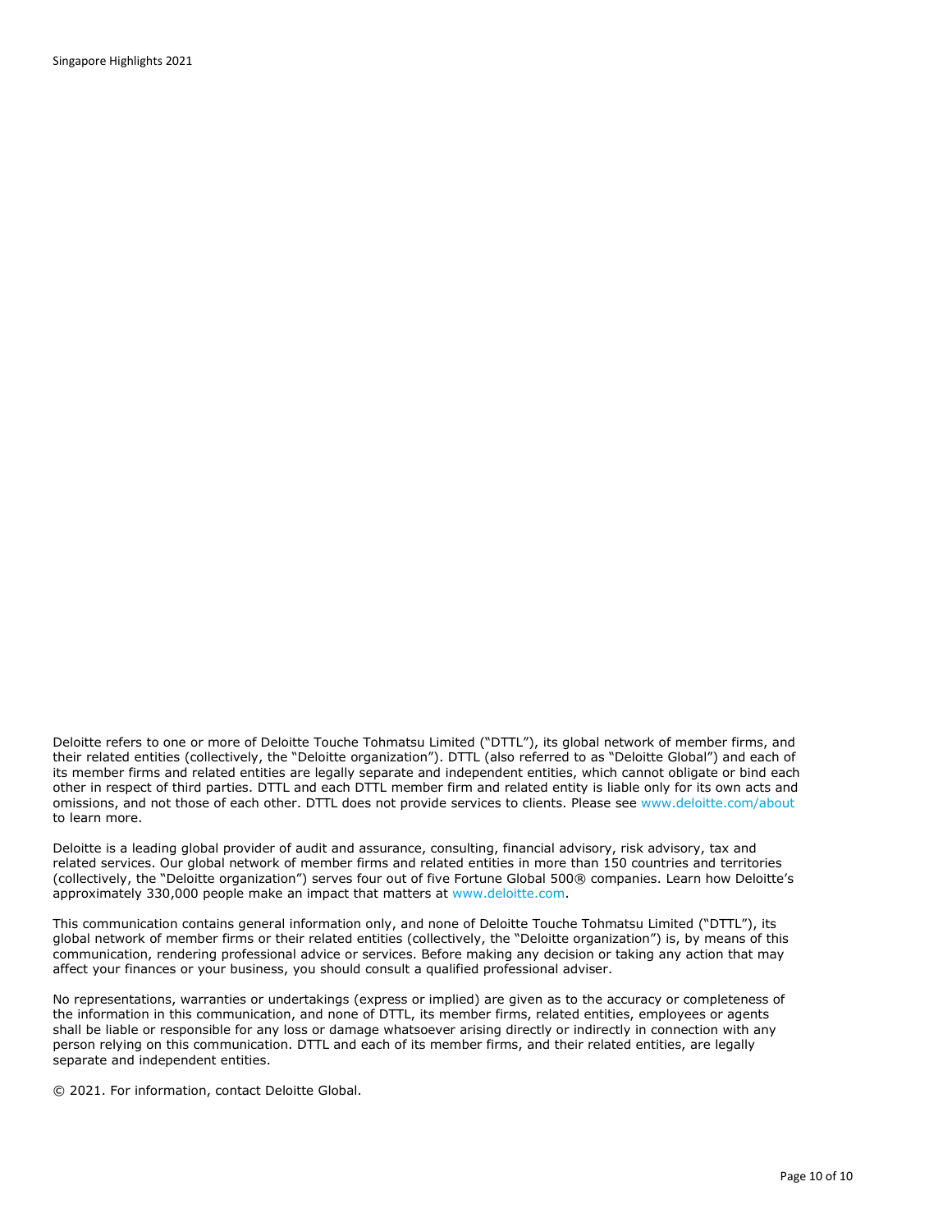Deloitte refers to one or more of Deloitte Touche Tohmatsu Limited ("DTTL"), its global network of member firms, and their related entities (collectively, the "Deloitte organization"). DTTL (also referred to as "Deloitte Global") and each of its member firms and related entities are legally separate and independent entities, which cannot obligate or bind each other in respect of third parties. DTTL and each DTTL member firm and related entity is liable only for its own acts and omissions, and not those of each other. DTTL does not provide services to clients. Please see www.deloitte.com/about to learn more.

Deloitte is a leading global provider of audit and assurance, consulting, financial advisory, risk advisory, tax and related services. Our global network of member firms and related entities in more than 150 countries and territories (collectively, the "Deloitte organization") serves four out of five Fortune Global 500® companies. Learn how Deloitte's approximately 330,000 people make an impact that matters at www.deloitte.com.

This communication contains general information only, and none of Deloitte Touche Tohmatsu Limited ("DTTL"), its global network of member firms or their related entities (collectively, the "Deloitte organization") is, by means of this communication, rendering professional advice or services. Before making any decision or taking any action that may affect your finances or your business, you should consult a qualified professional adviser.

No representations, warranties or undertakings (express or implied) are given as to the accuracy or completeness of the information in this communication, and none of DTTL, its member firms, related entities, employees or agents shall be liable or responsible for any loss or damage whatsoever arising directly or indirectly in connection with any person relying on this communication. DTTL and each of its member firms, and their related entities, are legally separate and independent entities.

© 2021. For information, contact Deloitte Global.